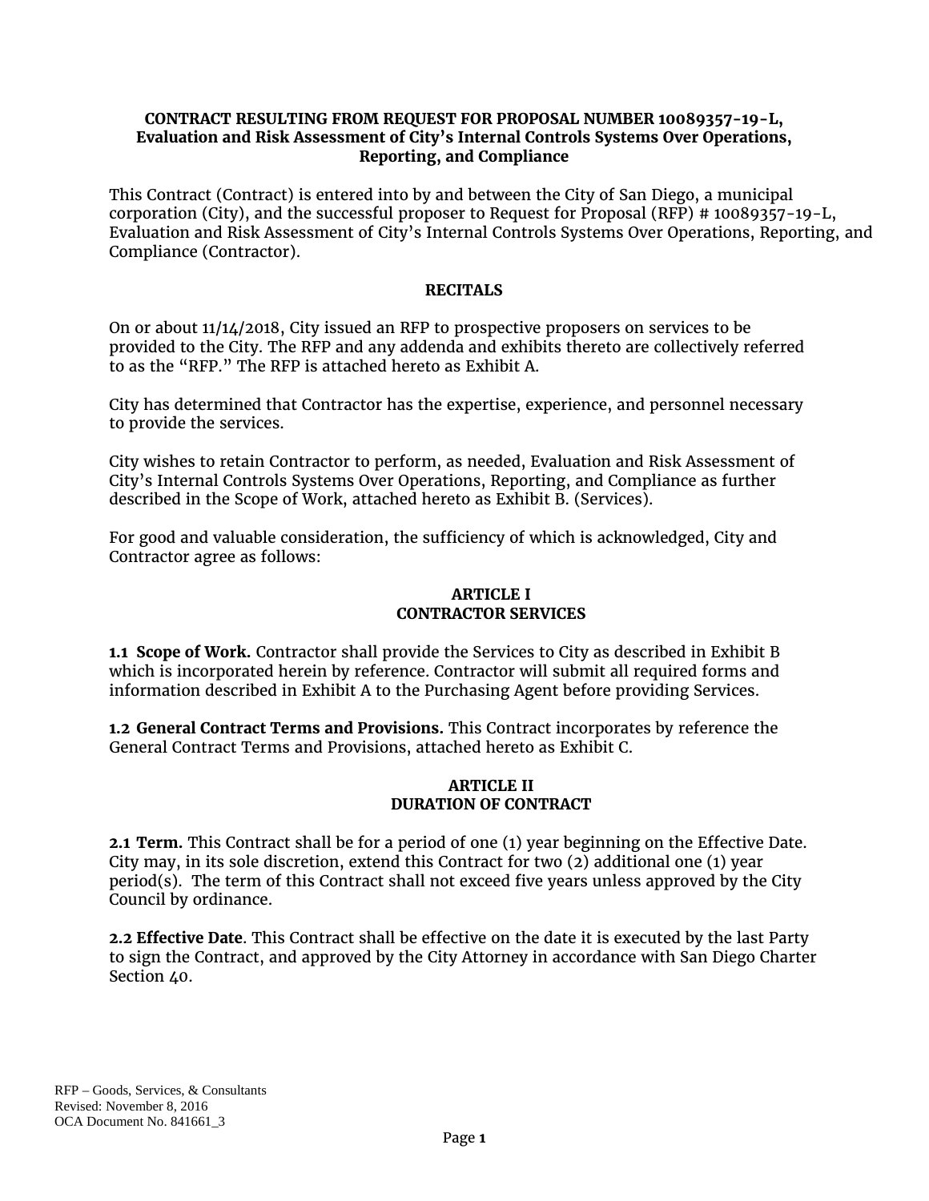**CONTRACT RESULTING FROM REQUEST FOR PROPOSAL NUMBER 10089357-19-L, Evaluation and Risk Assessment of City's Internal Controls Systems Over Operations, Reporting, and Compliance**

This Contract (Contract) is entered into by and between the City of San Diego, a municipal corporation (City), and the successful proposer to Request for Proposal (RFP) # 10089357-19-L, Evaluation and Risk Assessment of City's Internal Controls Systems Over Operations, Reporting, and Compliance (Contractor).

## RECITALS

On or about 11/14/2018, City issued an RFP to prospective proposers on services to be provided to the City. The RFP and any addenda and exhibits thereto are collectively referred to as the "RFP." The RFP is attached hereto as Exhibit A.

City has determined that Contractor has the expertise, experience, and personnel necessary to provide the services.

City wishes to retain Contractor to perform, as needed, Evaluation and Risk Assessment of City's Internal Controls Systems Over Operations, Reporting, and Compliance as further described in the Scope of Work, attached hereto as Exhibit B. (Services).

For good and valuable consideration, the sufficiency of which is acknowledged, City and Contractor agree as follows:

## ARTICLE I
## CONTRACTOR SERVICES

**1.1 Scope of Work.** Contractor shall provide the Services to City as described in Exhibit B which is incorporated herein by reference. Contractor will submit all required forms and information described in Exhibit A to the Purchasing Agent before providing Services.

**1.2 General Contract Terms and Provisions.** This Contract incorporates by reference the General Contract Terms and Provisions, attached hereto as Exhibit C.

## ARTICLE II
## DURATION OF CONTRACT

**2.1 Term.** This Contract shall be for a period of one (1) year beginning on the Effective Date. City may, in its sole discretion, extend this Contract for two (2) additional one (1) year period(s). The term of this Contract shall not exceed five years unless approved by the City Council by ordinance.

**2.2 Effective Date**. This Contract shall be effective on the date it is executed by the last Party to sign the Contract, and approved by the City Attorney in accordance with San Diego Charter Section 40.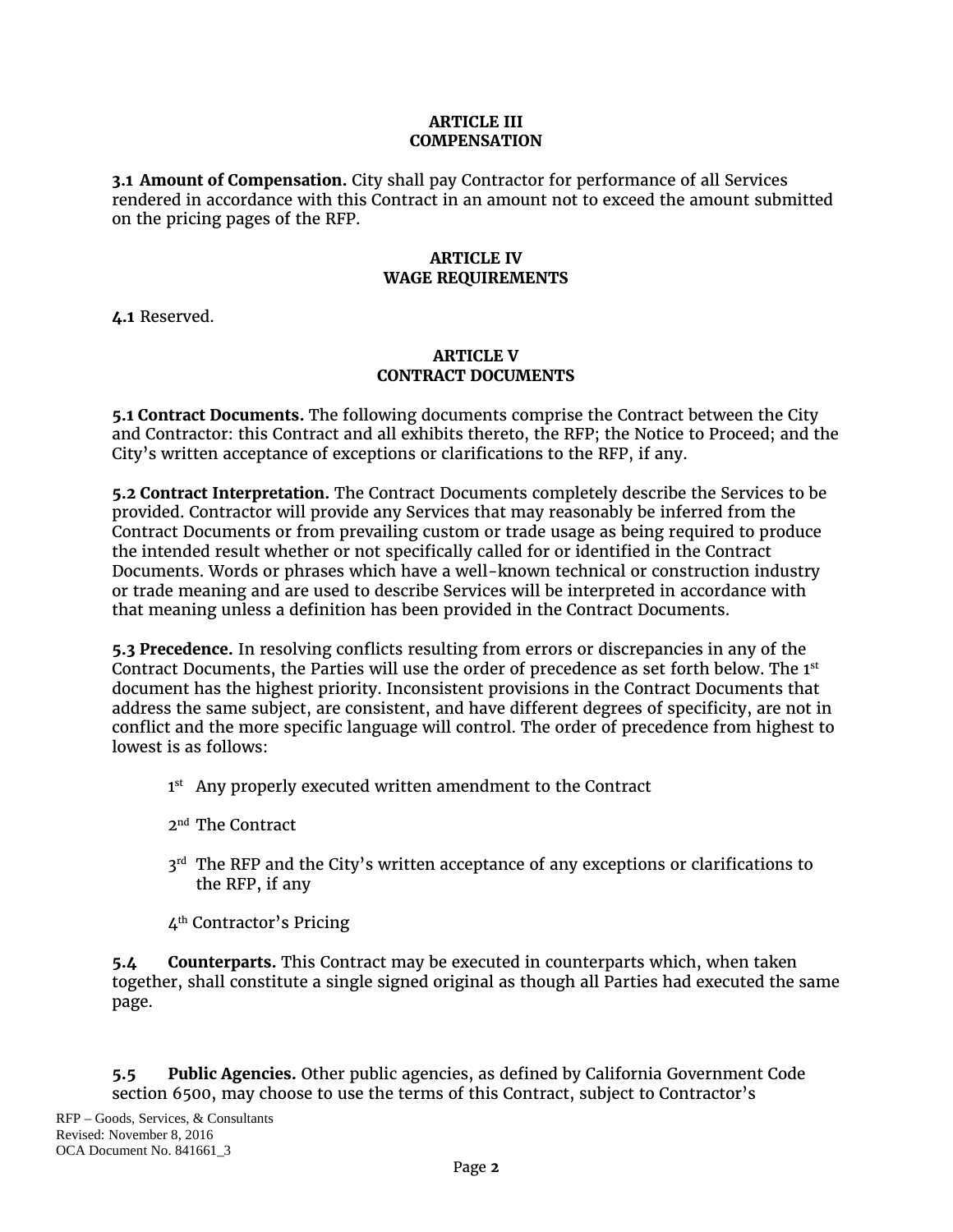## ARTICLE III
## COMPENSATION

**3.1 Amount of Compensation.** City shall pay Contractor for performance of all Services rendered in accordance with this Contract in an amount not to exceed the amount submitted on the pricing pages of the RFP.

## ARTICLE IV
## WAGE REQUIREMENTS

**4.1** Reserved.

## ARTICLE V
## CONTRACT DOCUMENTS

**5.1 Contract Documents.** The following documents comprise the Contract between the City and Contractor: this Contract and all exhibits thereto, the RFP; the Notice to Proceed; and the City's written acceptance of exceptions or clarifications to the RFP, if any.

**5.2 Contract Interpretation.** The Contract Documents completely describe the Services to be provided. Contractor will provide any Services that may reasonably be inferred from the Contract Documents or from prevailing custom or trade usage as being required to produce the intended result whether or not specifically called for or identified in the Contract Documents. Words or phrases which have a well-known technical or construction industry or trade meaning and are used to describe Services will be interpreted in accordance with that meaning unless a definition has been provided in the Contract Documents.

**5.3 Precedence.** In resolving conflicts resulting from errors or discrepancies in any of the Contract Documents, the Parties will use the order of precedence as set forth below. The 1st document has the highest priority. Inconsistent provisions in the Contract Documents that address the same subject, are consistent, and have different degrees of specificity, are not in conflict and the more specific language will control. The order of precedence from highest to lowest is as follows:

1st Any properly executed written amendment to the Contract

2nd The Contract

3rd The RFP and the City's written acceptance of any exceptions or clarifications to the RFP, if any

4th Contractor's Pricing

**5.4 Counterparts.** This Contract may be executed in counterparts which, when taken together, shall constitute a single signed original as though all Parties had executed the same page.

**5.5 Public Agencies.** Other public agencies, as defined by California Government Code section 6500, may choose to use the terms of this Contract, subject to Contractor's

RFP – Goods, Services, & Consultants
Revised: November 8, 2016
OCA Document No. 841661_3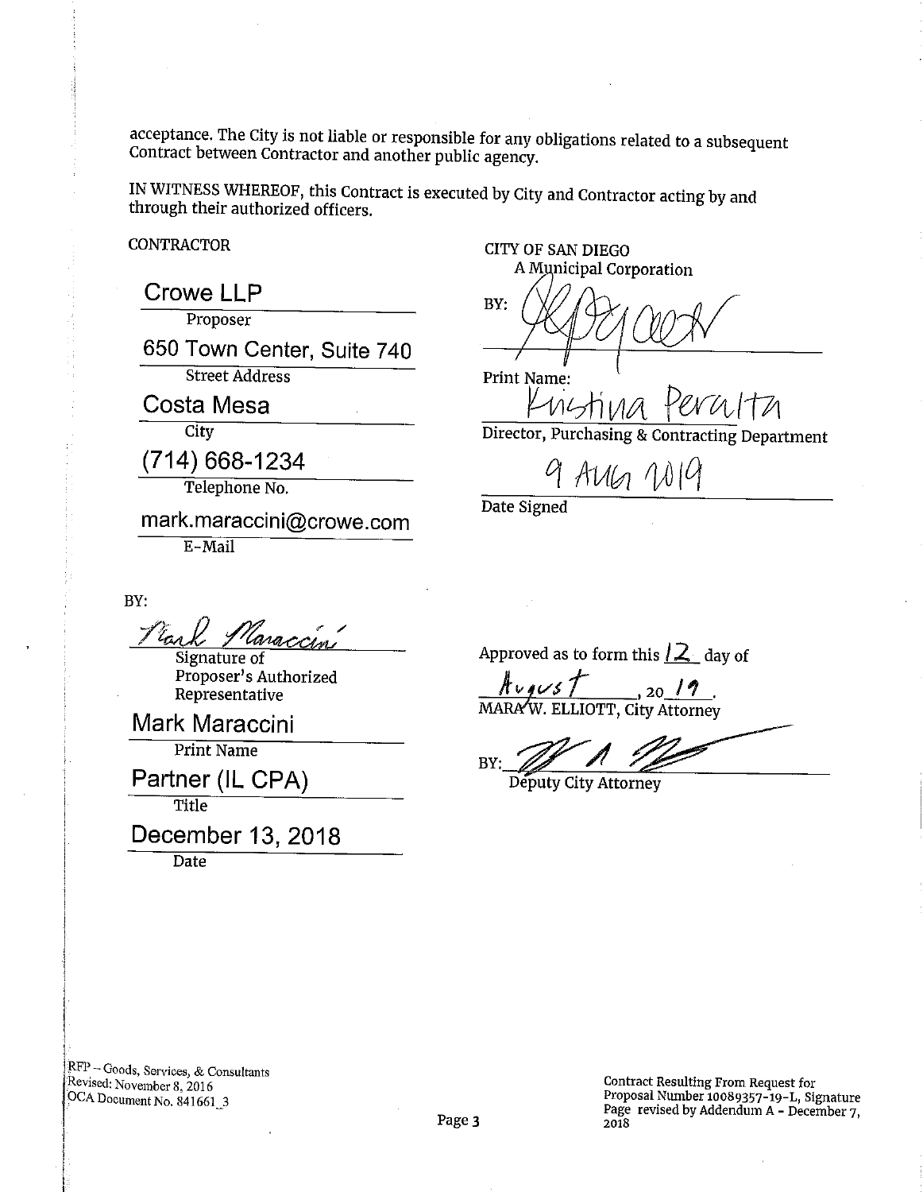acceptance. The City is not liable or responsible for any obligations related to a subsequent Contract between Contractor and another public agency.

IN WITNESS WHEREOF, this Contract is executed by City and Contractor acting by and through their authorized officers.

**CONTRACTOR**

Crowe LLP
Proposer

650 Town Center, Suite 740
Street Address

Costa Mesa
City

(714) 668-1234
Telephone No.

mark.maraccini@crowe.com
E-Mail

BY:

Mark Maraccini
Signature of Proposer's Authorized Representative

Mark Maraccini
Print Name

Partner (IL CPA)
Title

December 13, 2018
Date

**CITY OF SAN DIEGO**
A Municipal Corporation

BY: Kristina Peralta

Print Name:
Kristina Peralta
Director, Purchasing & Contracting Department

9 AUG 2019
Date Signed

Approved as to form this 12 day of August, 20 19.
MARA W. ELLIOTT, City Attorney

BY: ____________________
Deputy City Attorney

RFP – Goods, Services, & Consultants
Revised: November 8, 2016
OCA Document No. 841661_3

Contract Resulting From Request for Proposal Number 10089357-19-L, Signature Page revised by Addendum A - December 7, 2018